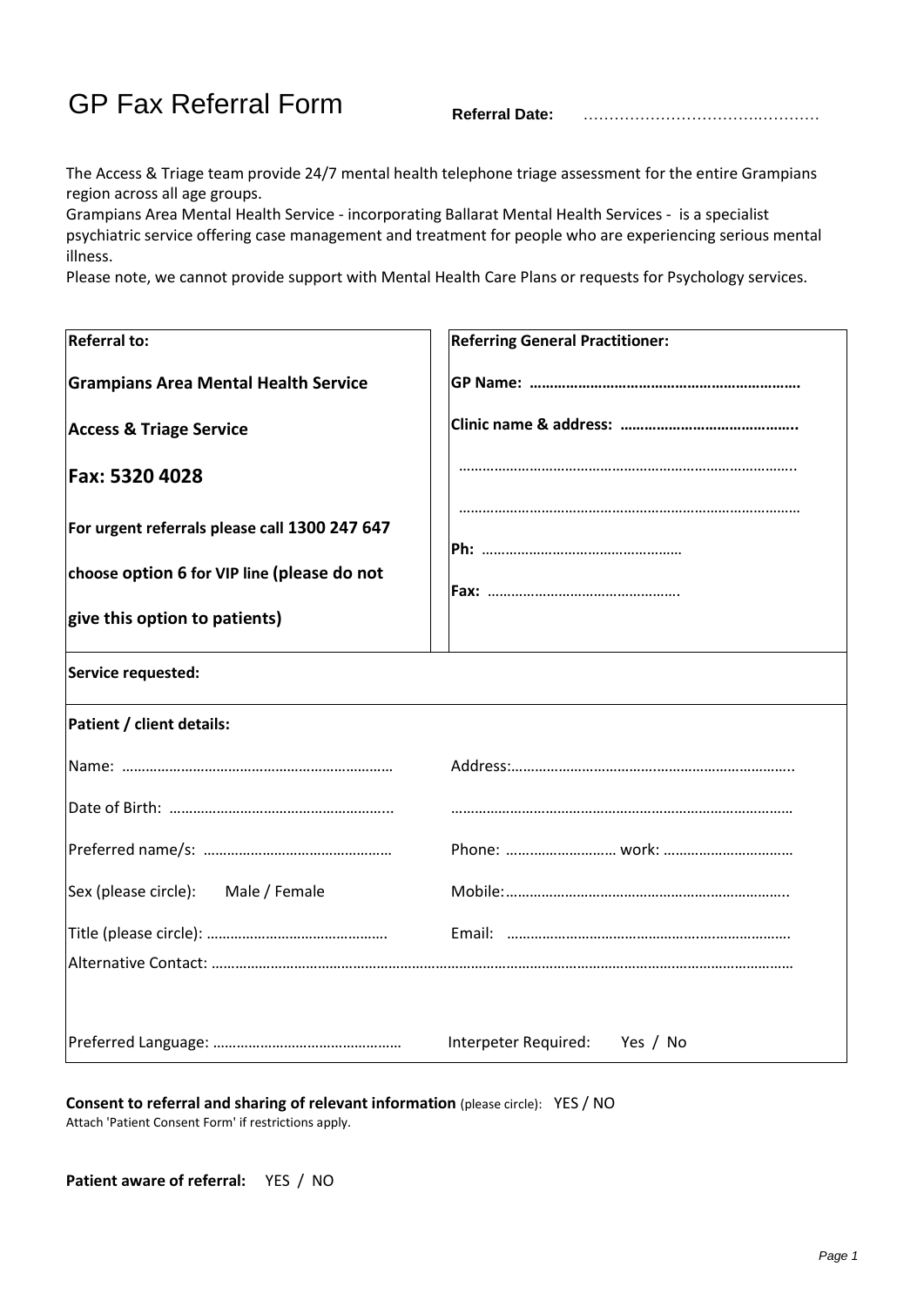# GP Fax Referral Form

**Referral Date:** ………………………………………

The Access & Triage team provide 24/7 mental health telephone triage assessment for the entire Grampians region across all age groups.
Grampians Area Mental Health Service - incorporating Ballarat Mental Health Services - is a specialist psychiatric service offering case management and treatment for people who are experiencing serious mental illness.
Please note, we cannot provide support with Mental Health Care Plans or requests for Psychology services.

| **Referral to:** | **Referring General Practitioner:** |
|---|---|
| **Grampians Area Mental Health Service** | **GP Name:** ………………………………………………………… |
| **Access & Triage Service** | **Clinic name & address:** …………………………………… |
| **Fax: 5320 4028** | …………………………………………………………………………… |
| **For urgent referrals please call 1300 247 647** | …………………………………………………………………………… |
| **choose option 6 for VIP line (please do not** | **Ph:** …………………………………………… |
| **give this option to patients)** | **Fax:** ………………………………………… |

**Service requested:**

**Patient / client details:**

| | |
|---|---|
| Name: …………………………………………………………… | Address:…………………………………………………………… |
| Date of Birth: ………………………………………………… | …………………………………………………………………………… |
| Preferred name/s: ………………………………………… | Phone: ……………………… work: …………………………… |
| Sex (please circle): Male / Female | Mobile:……………………………………………………………… |
| Title (please circle): ……………………………………… | Email: ……………………………………………………………… |

Alternative Contact: ……………………………………………………………………………………………………………………………

Preferred Language: ……………………………………… Interpeter Required: Yes / No

**Consent to referral and sharing of relevant information** (please circle): YES / NO
Attach 'Patient Consent Form' if restrictions apply.

**Patient aware of referral:** YES / NO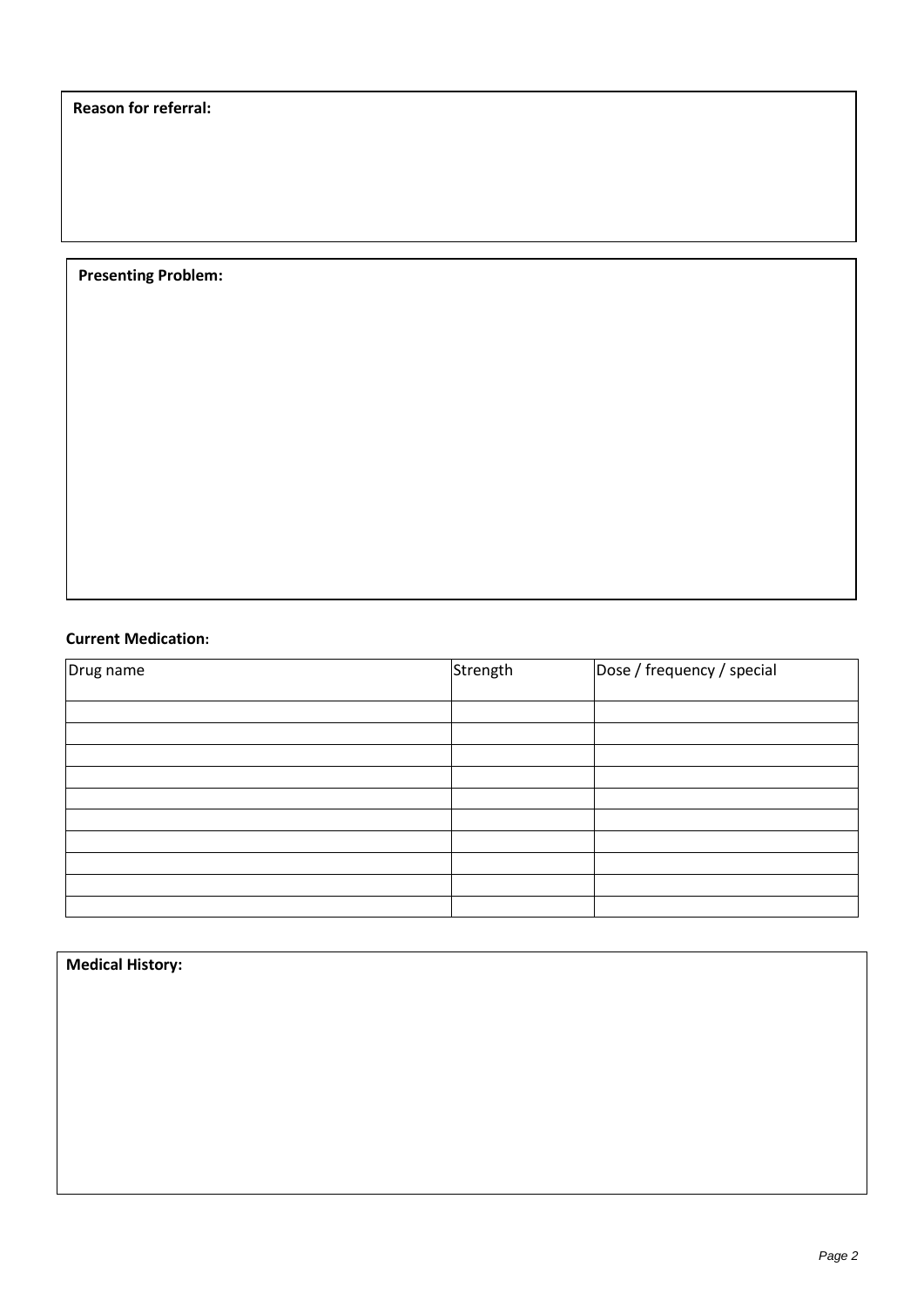**Reason for referral:**

**Presenting Problem:**

**Current Medication:**

| Drug name | Strength | Dose / frequency / special |
| --- | --- | --- |
| | | |
| | | |
| | | |
| | | |
| | | |
| | | |
| | | |
| | | |
| | | |
| | | |

**Medical History:**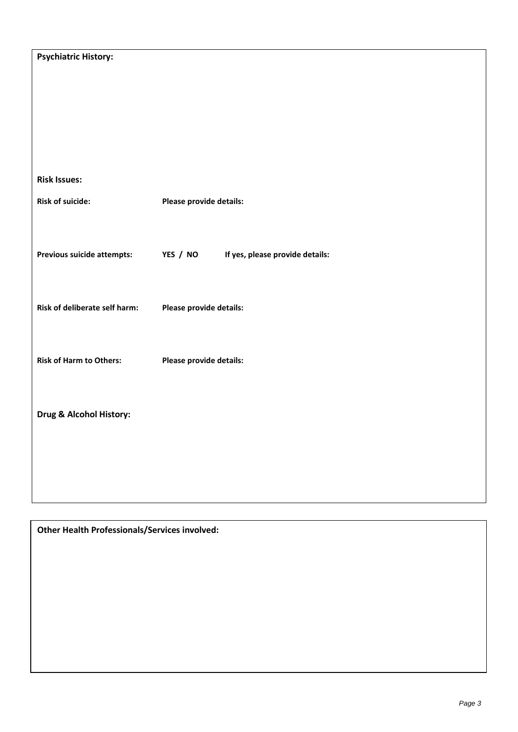**Psychiatric History:**

**Risk Issues:**

**Risk of suicide:** **Please provide details:**

**Previous suicide attempts:** **YES / NO** **If yes, please provide details:**

**Risk of deliberate self harm:** **Please provide details:**

**Risk of Harm to Others:** **Please provide details:**

**Drug & Alcohol History:**

**Other Health Professionals/Services involved:**